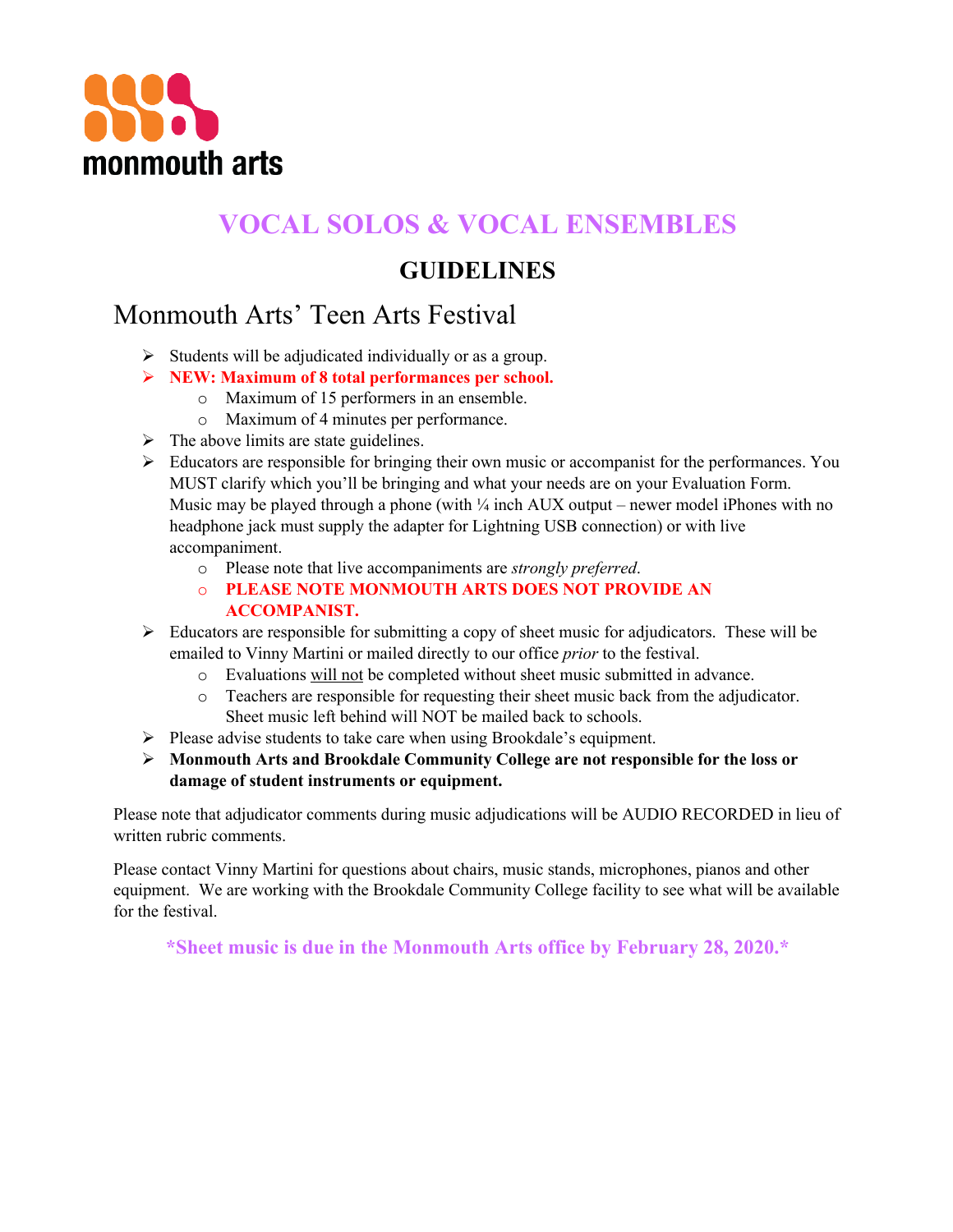monmouth arts

# VOCAL SOLOS & VOCAL ENSEMBLES

## GUIDELINES

### Monmouth Arts' Teen Arts Festival

- Students will be adjudicated individually or as a group.
- **NEW: Maximum of 8 total performances per school.**
  - Maximum of 15 performers in an ensemble.
  - Maximum of 4 minutes per performance.
- The above limits are state guidelines.
- Educators are responsible for bringing their own music or accompanist for the performances. You MUST clarify which you'll be bringing and what your needs are on your Evaluation Form. Music may be played through a phone (with ¼ inch AUX output – newer model iPhones with no headphone jack must supply the adapter for Lightning USB connection) or with live accompaniment.
  - Please note that live accompaniments are *strongly preferred*.
  - **PLEASE NOTE MONMOUTH ARTS DOES NOT PROVIDE AN ACCOMPANIST.**
- Educators are responsible for submitting a copy of sheet music for adjudicators. These will be emailed to Vinny Martini or mailed directly to our office *prior* to the festival.
  - Evaluations will not be completed without sheet music submitted in advance.
  - Teachers are responsible for requesting their sheet music back from the adjudicator. Sheet music left behind will NOT be mailed back to schools.
- Please advise students to take care when using Brookdale's equipment.
- **Monmouth Arts and Brookdale Community College are not responsible for the loss or damage of student instruments or equipment.**

Please note that adjudicator comments during music adjudications will be AUDIO RECORDED in lieu of written rubric comments.

Please contact Vinny Martini for questions about chairs, music stands, microphones, pianos and other equipment. We are working with the Brookdale Community College facility to see what will be available for the festival.

**\*Sheet music is due in the Monmouth Arts office by February 28, 2020.\***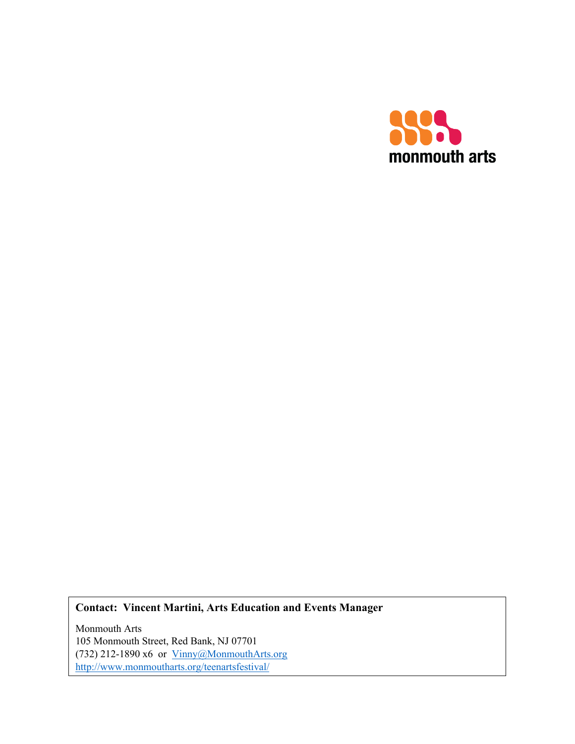monmouth arts

**Contact: Vincent Martini, Arts Education and Events Manager**

Monmouth Arts
105 Monmouth Street, Red Bank, NJ 07701
(732) 212-1890 x6 or Vinny@MonmouthArts.org
http://www.monmoutharts.org/teenartsfestival/